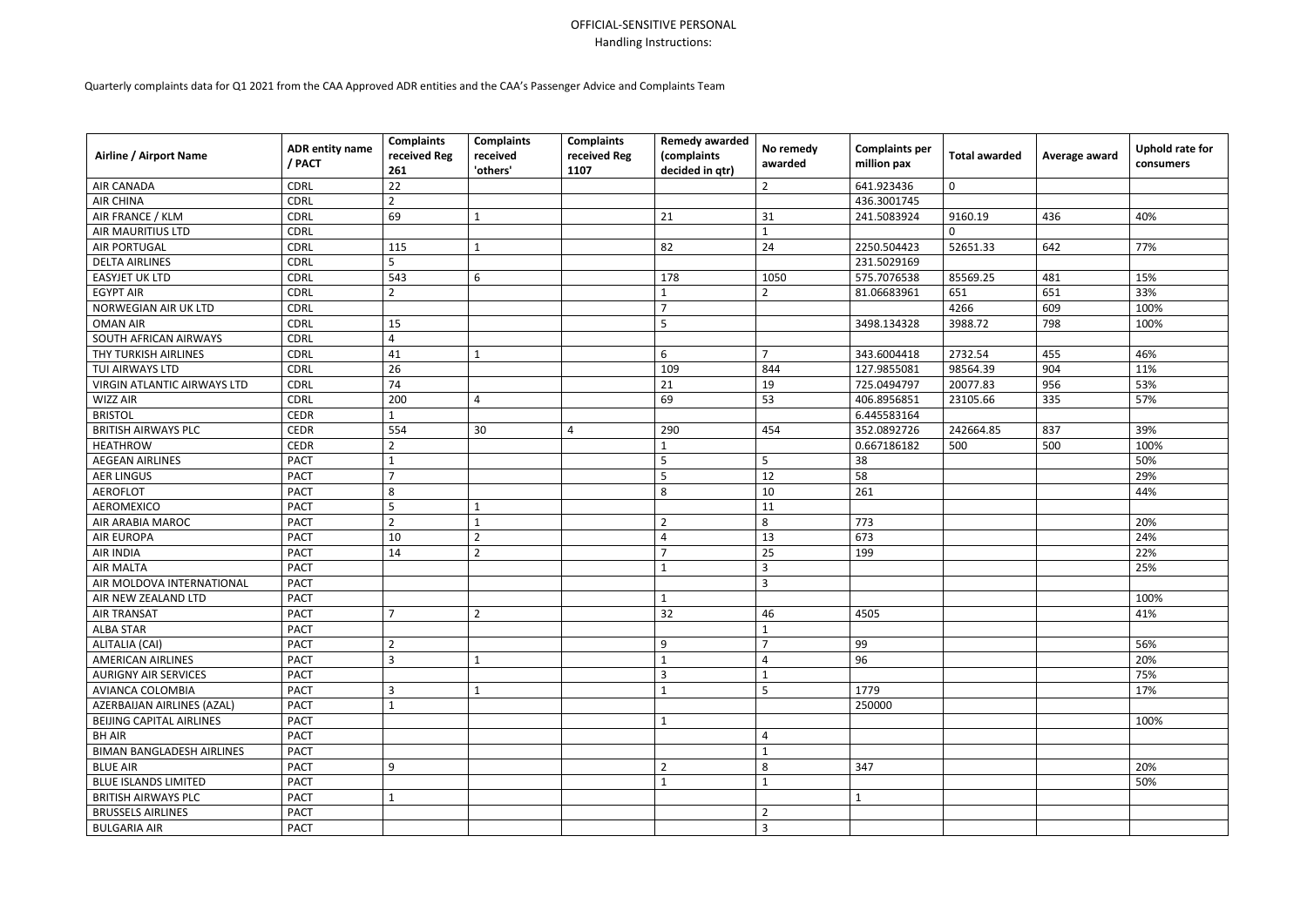OFFICIAL-SENSITIVE PERSONAL
Handling Instructions:

Quarterly complaints data for Q1 2021 from the CAA Approved ADR entities and the CAA's Passenger Advice and Complaints Team

| Airline / Airport Name | ADR entity name / PACT | Complaints received Reg 261 | Complaints received 'others' | Complaints received Reg 1107 | Remedy awarded (complaints decided in qtr) | No remedy awarded | Complaints per million pax | Total awarded | Average award | Uphold rate for consumers |
|---|---|---|---|---|---|---|---|---|---|---|
| AIR CANADA | CDRL | 22 | | | | 2 | 641.923436 | 0 | | |
| AIR CHINA | CDRL | 2 | | | | | 436.3001745 | | | |
| AIR FRANCE / KLM | CDRL | 69 | 1 | | 21 | 31 | 241.5083924 | 9160.19 | 436 | 40% |
| AIR MAURITIUS LTD | CDRL | | | | | 1 | | 0 | | |
| AIR PORTUGAL | CDRL | 115 | 1 | | 82 | 24 | 2250.504423 | 52651.33 | 642 | 77% |
| DELTA AIRLINES | CDRL | 5 | | | | | 231.5029169 | | | |
| EASYJET UK LTD | CDRL | 543 | 6 | | 178 | 1050 | 575.7076538 | 85569.25 | 481 | 15% |
| EGYPT AIR | CDRL | 2 | | | 1 | 2 | 81.06683961 | 651 | 651 | 33% |
| NORWEGIAN AIR UK LTD | CDRL | | | | 7 | | | 4266 | 609 | 100% |
| OMAN AIR | CDRL | 15 | | | 5 | | 3498.134328 | 3988.72 | 798 | 100% |
| SOUTH AFRICAN AIRWAYS | CDRL | 4 | | | | | | | | |
| THY TURKISH AIRLINES | CDRL | 41 | 1 | | 6 | 7 | 343.6004418 | 2732.54 | 455 | 46% |
| TUI AIRWAYS LTD | CDRL | 26 | | | 109 | 844 | 127.9855081 | 98564.39 | 904 | 11% |
| VIRGIN ATLANTIC AIRWAYS LTD | CDRL | 74 | | | 21 | 19 | 725.0494797 | 20077.83 | 956 | 53% |
| WIZZ AIR | CDRL | 200 | 4 | | 69 | 53 | 406.8956851 | 23105.66 | 335 | 57% |
| BRISTOL | CEDR | 1 | | | | | 6.445583164 | | | |
| BRITISH AIRWAYS PLC | CEDR | 554 | 30 | 4 | 290 | 454 | 352.0892726 | 242664.85 | 837 | 39% |
| HEATHROW | CEDR | 2 | | | 1 | | 0.667186182 | 500 | 500 | 100% |
| AEGEAN AIRLINES | PACT | 1 | | | 5 | 5 | 38 | | | 50% |
| AER LINGUS | PACT | 7 | | | 5 | 12 | 58 | | | 29% |
| AEROFLOT | PACT | 8 | | | 8 | 10 | 261 | | | 44% |
| AEROMEXICO | PACT | 5 | 1 | | | 11 | | | | |
| AIR ARABIA MAROC | PACT | 2 | 1 | | 2 | 8 | 773 | | | 20% |
| AIR EUROPA | PACT | 10 | 2 | | 4 | 13 | 673 | | | 24% |
| AIR INDIA | PACT | 14 | 2 | | 7 | 25 | 199 | | | 22% |
| AIR MALTA | PACT | | | | 1 | 3 | | | | 25% |
| AIR MOLDOVA INTERNATIONAL | PACT | | | | | 3 | | | | |
| AIR NEW ZEALAND LTD | PACT | | | | 1 | | | | | 100% |
| AIR TRANSAT | PACT | 7 | 2 | | 32 | 46 | 4505 | | | 41% |
| ALBA STAR | PACT | | | | | 1 | | | | |
| ALITALIA (CAI) | PACT | 2 | | | 9 | 7 | 99 | | | 56% |
| AMERICAN AIRLINES | PACT | 3 | 1 | | 1 | 4 | 96 | | | 20% |
| AURIGNY AIR SERVICES | PACT | | | | 3 | 1 | | | | 75% |
| AVIANCA COLOMBIA | PACT | 3 | 1 | | 1 | 5 | 1779 | | | 17% |
| AZERBAIJAN AIRLINES (AZAL) | PACT | 1 | | | | | 250000 | | | |
| BEIJING CAPITAL AIRLINES | PACT | | | | 1 | | | | | 100% |
| BH AIR | PACT | | | | | 4 | | | | |
| BIMAN BANGLADESH AIRLINES | PACT | | | | | 1 | | | | |
| BLUE AIR | PACT | 9 | | | 2 | 8 | 347 | | | 20% |
| BLUE ISLANDS LIMITED | PACT | | | | 1 | 1 | | | | 50% |
| BRITISH AIRWAYS PLC | PACT | 1 | | | | | 1 | | | |
| BRUSSELS AIRLINES | PACT | | | | | 2 | | | | |
| BULGARIA AIR | PACT | | | | | 3 | | | | |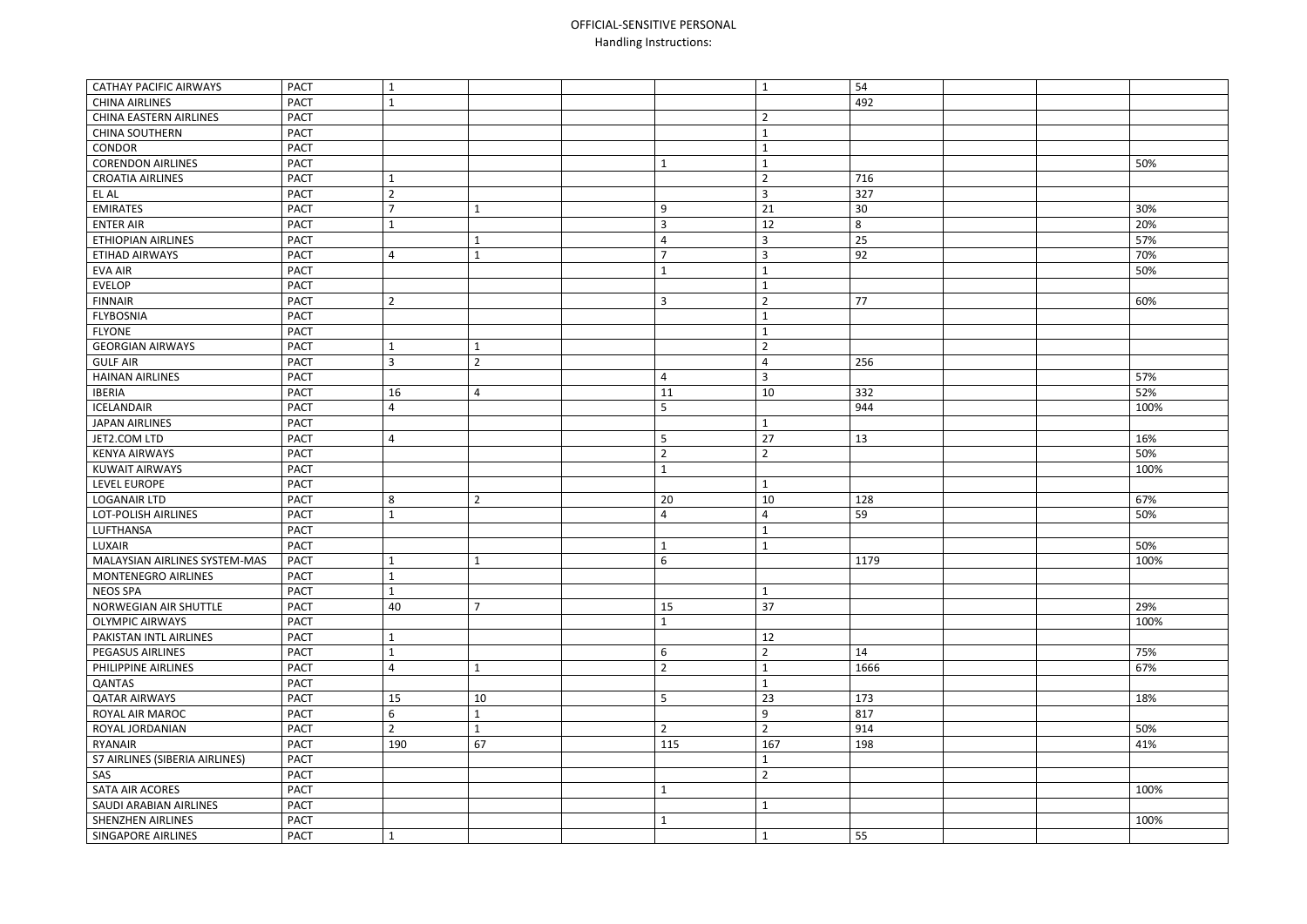| | | | | | | | | | | |
|---|---|---|---|---|---|---|---|---|---|---|
| CATHAY PACIFIC AIRWAYS | PACT | 1 | | | | 1 | 54 | | | |
| CHINA AIRLINES | PACT | 1 | | | | | 492 | | | |
| CHINA EASTERN AIRLINES | PACT | | | | | 2 | | | | |
| CHINA SOUTHERN | PACT | | | | | 1 | | | | |
| CONDOR | PACT | | | | | 1 | | | | |
| CORENDON AIRLINES | PACT | | | | 1 | 1 | | | | 50% |
| CROATIA AIRLINES | PACT | 1 | | | | 2 | 716 | | | |
| EL AL | PACT | 2 | | | | 3 | 327 | | | |
| EMIRATES | PACT | 7 | 1 | | 9 | 21 | 30 | | | 30% |
| ENTER AIR | PACT | 1 | | | 3 | 12 | 8 | | | 20% |
| ETHIOPIAN AIRLINES | PACT | | 1 | | 4 | 3 | 25 | | | 57% |
| ETIHAD AIRWAYS | PACT | 4 | 1 | | 7 | 3 | 92 | | | 70% |
| EVA AIR | PACT | | | | 1 | 1 | | | | 50% |
| EVELOP | PACT | | | | | 1 | | | | |
| FINNAIR | PACT | 2 | | | 3 | 2 | 77 | | | 60% |
| FLYBOSNIA | PACT | | | | | 1 | | | | |
| FLYONE | PACT | | | | | 1 | | | | |
| GEORGIAN AIRWAYS | PACT | 1 | 1 | | | 2 | | | | |
| GULF AIR | PACT | 3 | 2 | | | 4 | 256 | | | |
| HAINAN AIRLINES | PACT | | | | 4 | 3 | | | | 57% |
| IBERIA | PACT | 16 | 4 | | 11 | 10 | 332 | | | 52% |
| ICELANDAIR | PACT | 4 | | | 5 | | 944 | | | 100% |
| JAPAN AIRLINES | PACT | | | | | 1 | | | | |
| JET2.COM LTD | PACT | 4 | | | 5 | 27 | 13 | | | 16% |
| KENYA AIRWAYS | PACT | | | | 2 | 2 | | | | 50% |
| KUWAIT AIRWAYS | PACT | | | | 1 | | | | | 100% |
| LEVEL EUROPE | PACT | | | | | 1 | | | | |
| LOGANAIR LTD | PACT | 8 | 2 | | 20 | 10 | 128 | | | 67% |
| LOT-POLISH AIRLINES | PACT | 1 | | | 4 | 4 | 59 | | | 50% |
| LUFTHANSA | PACT | | | | | 1 | | | | |
| LUXAIR | PACT | | | | 1 | 1 | | | | 50% |
| MALAYSIAN AIRLINES SYSTEM-MAS | PACT | 1 | 1 | | 6 | | 1179 | | | 100% |
| MONTENEGRO AIRLINES | PACT | 1 | | | | | | | | |
| NEOS SPA | PACT | 1 | | | | 1 | | | | |
| NORWEGIAN AIR SHUTTLE | PACT | 40 | 7 | | 15 | 37 | | | | 29% |
| OLYMPIC AIRWAYS | PACT | | | | 1 | | | | | 100% |
| PAKISTAN INTL AIRLINES | PACT | 1 | | | | 12 | | | | |
| PEGASUS AIRLINES | PACT | 1 | | | 6 | 2 | 14 | | | 75% |
| PHILIPPINE AIRLINES | PACT | 4 | 1 | | 2 | 1 | 1666 | | | 67% |
| QANTAS | PACT | | | | | 1 | | | | |
| QATAR AIRWAYS | PACT | 15 | 10 | | 5 | 23 | 173 | | | 18% |
| ROYAL AIR MAROC | PACT | 6 | 1 | | | 9 | 817 | | | |
| ROYAL JORDANIAN | PACT | 2 | 1 | | 2 | 2 | 914 | | | 50% |
| RYANAIR | PACT | 190 | 67 | | 115 | 167 | 198 | | | 41% |
| S7 AIRLINES (SIBERIA AIRLINES) | PACT | | | | | 1 | | | | |
| SAS | PACT | | | | | 2 | | | | |
| SATA AIR ACORES | PACT | | | | 1 | | | | | 100% |
| SAUDI ARABIAN AIRLINES | PACT | | | | | 1 | | | | |
| SHENZHEN AIRLINES | PACT | | | | 1 | | | | | 100% |
| SINGAPORE AIRLINES | PACT | 1 | | | | 1 | 55 | | | |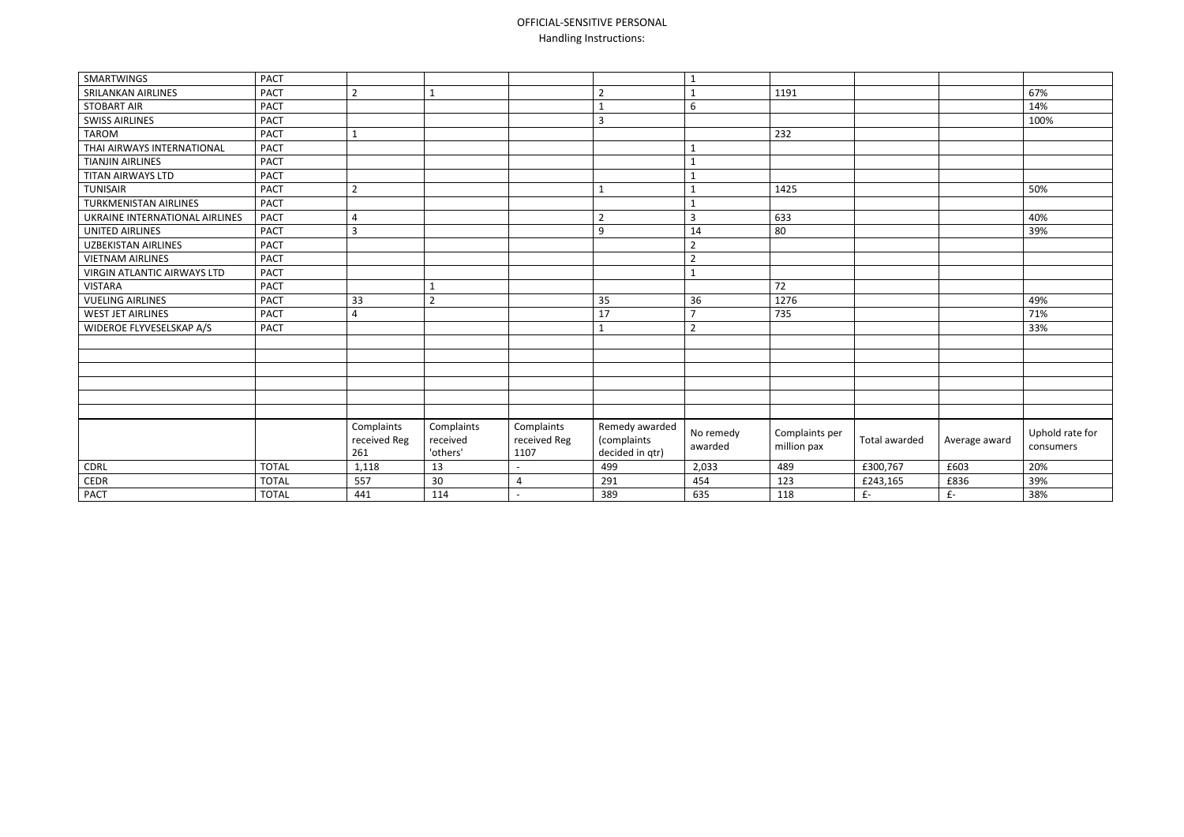| | | | | | | | | | | |
|---|---|---|---|---|---|---|---|---|---|---|
| SMARTWINGS | PACT | | | | | 1 | | | | |
| SRILANKAN AIRLINES | PACT | 2 | 1 | | 2 | 1 | 1191 | | | 67% |
| STOBART AIR | PACT | | | | 1 | 6 | | | | 14% |
| SWISS AIRLINES | PACT | | | | 3 | | | | | 100% |
| TAROM | PACT | 1 | | | | | 232 | | | |
| THAI AIRWAYS INTERNATIONAL | PACT | | | | | 1 | | | | |
| TIANJIN AIRLINES | PACT | | | | | 1 | | | | |
| TITAN AIRWAYS LTD | PACT | | | | | 1 | | | | |
| TUNISAIR | PACT | 2 | | | 1 | 1 | 1425 | | | 50% |
| TURKMENISTAN AIRLINES | PACT | | | | | 1 | | | | |
| UKRAINE INTERNATIONAL AIRLINES | PACT | 4 | | | 2 | 3 | 633 | | | 40% |
| UNITED AIRLINES | PACT | 3 | | | 9 | 14 | 80 | | | 39% |
| UZBEKISTAN AIRLINES | PACT | | | | | 2 | | | | |
| VIETNAM AIRLINES | PACT | | | | | 2 | | | | |
| VIRGIN ATLANTIC AIRWAYS LTD | PACT | | | | | 1 | | | | |
| VISTARA | PACT | | 1 | | | | 72 | | | |
| VUELING AIRLINES | PACT | 33 | 2 | | 35 | 36 | 1276 | | | 49% |
| WEST JET AIRLINES | PACT | 4 | | | 17 | 7 | 735 | | | 71% |
| WIDEROE FLYVESELSKAP A/S | PACT | | | | 1 | 2 | | | | 33% |
| | | | | | | | | | | |
| | | | | | | | | | | |
| | | | | | | | | | | |
| | | | | | | | | | | |
| | | | | | | | | | | |
| | | | | | | | | | | |
| | | Complaints received Reg 261 | Complaints received 'others' | Complaints received Reg 1107 | Remedy awarded (complaints decided in qtr) | No remedy awarded | Complaints per million pax | Total awarded | Average award | Uphold rate for consumers |
| CDRL | TOTAL | 1,118 | 13 | - | 499 | 2,033 | 489 | £300,767 | £603 | 20% |
| CEDR | TOTAL | 557 | 30 | 4 | 291 | 454 | 123 | £243,165 | £836 | 39% |
| PACT | TOTAL | 441 | 114 | - | 389 | 635 | 118 | £- | £- | 38% |